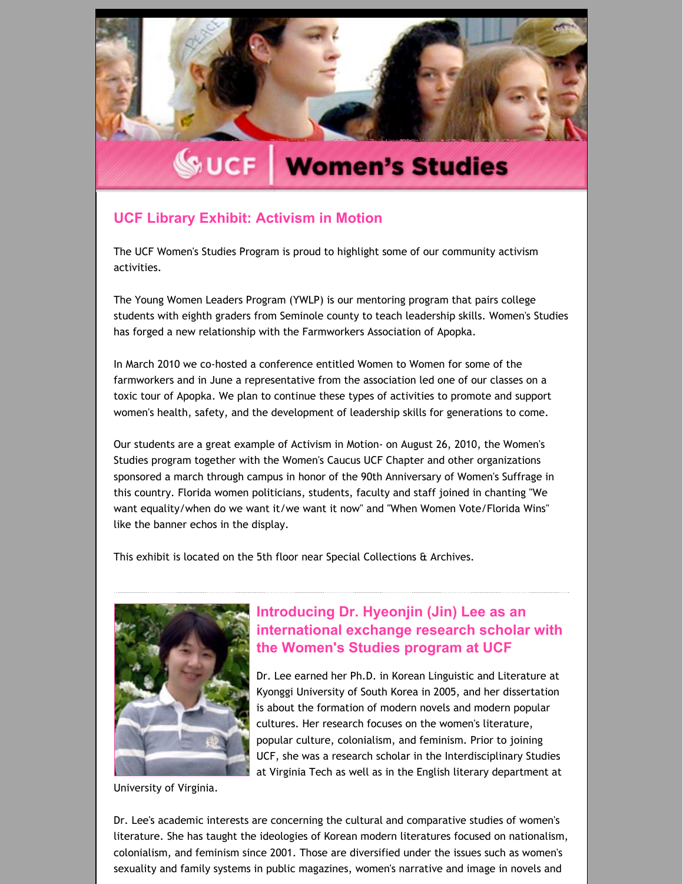# UCF Women's Studies

## UCF Library Exhibit: Activism in Motion

The UCF Women's Studies Program is proud to highlight some of our community activism activities.

The Young Women Leaders Program (YWLP) is our mentoring program that pairs college students with eighth graders from Seminole county to teach leadership skills. Women's Studies has forged a new relationship with the Farmworkers Association of Apopka.

In March 2010 we co-hosted a conference entitled Women to Women for some of the farmworkers and in June a representative from the association led one of our classes on a toxic tour of Apopka. We plan to continue these types of activities to promote and support women's health, safety, and the development of leadership skills for generations to come.

Our students are a great example of Activism in Motion- on August 26, 2010, the Women's Studies program together with the Women's Caucus UCF Chapter and other organizations sponsored a march through campus in honor of the 90th Anniversary of Women's Suffrage in this country. Florida women politicians, students, faculty and staff joined in chanting "We want equality/when do we want it/we want it now" and "When Women Vote/Florida Wins" like the banner echos in the display.

This exhibit is located on the 5th floor near Special Collections & Archives.

---

## Introducing Dr. Hyeonjin (Jin) Lee as an international exchange research scholar with the Women's Studies program at UCF

Dr. Lee earned her Ph.D. in Korean Linguistic and Literature at Kyonggi University of South Korea in 2005, and her dissertation is about the formation of modern novels and modern popular cultures. Her research focuses on the women's literature, popular culture, colonialism, and feminism. Prior to joining UCF, she was a research scholar in the Interdisciplinary Studies at Virginia Tech as well as in the English literary department at University of Virginia.

Dr. Lee's academic interests are concerning the cultural and comparative studies of women's literature. She has taught the ideologies of Korean modern literatures focused on nationalism, colonialism, and feminism since 2001. Those are diversified under the issues such as women's sexuality and family systems in public magazines, women's narrative and image in novels and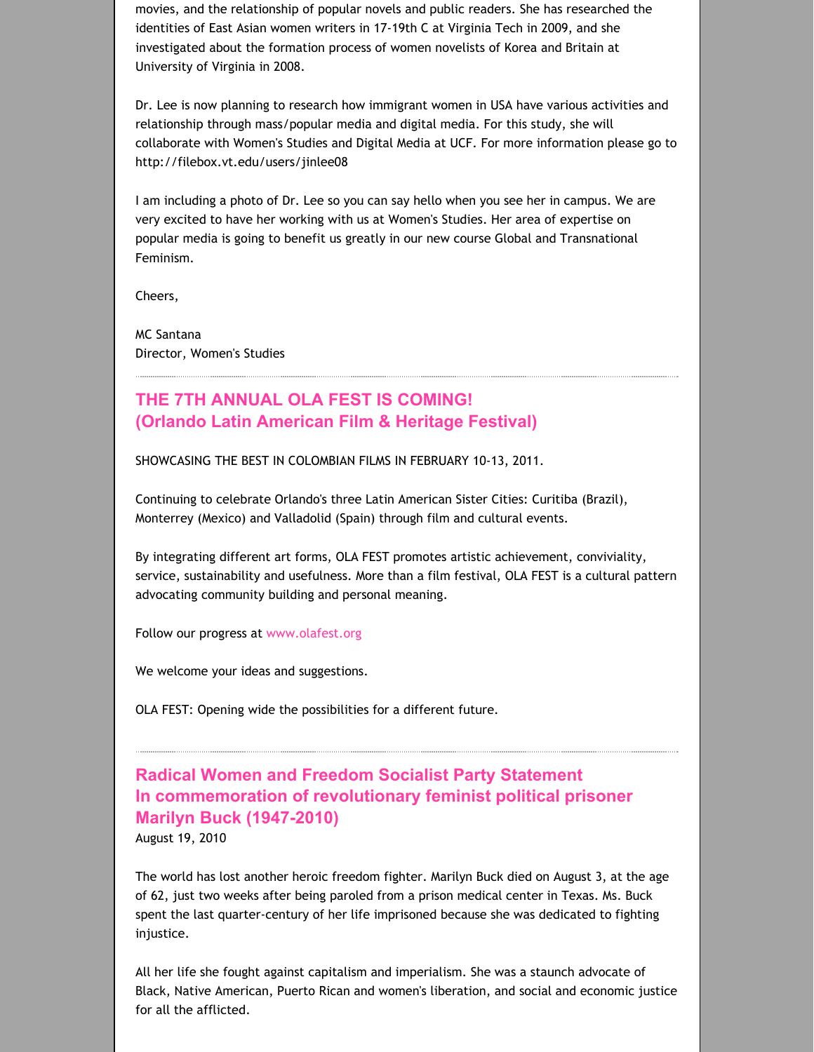movies, and the relationship of popular novels and public readers. She has researched the identities of East Asian women writers in 17-19th C at Virginia Tech in 2009, and she investigated about the formation process of women novelists of Korea and Britain at University of Virginia in 2008.

Dr. Lee is now planning to research how immigrant women in USA have various activities and relationship through mass/popular media and digital media. For this study, she will collaborate with Women's Studies and Digital Media at UCF. For more information please go to http://filebox.vt.edu/users/jinlee08

I am including a photo of Dr. Lee so you can say hello when you see her in campus. We are very excited to have her working with us at Women's Studies. Her area of expertise on popular media is going to benefit us greatly in our new course Global and Transnational Feminism.

Cheers,

MC Santana
Director, Women's Studies

---

## THE 7TH ANNUAL OLA FEST IS COMING!
## (Orlando Latin American Film & Heritage Festival)

SHOWCASING THE BEST IN COLOMBIAN FILMS IN FEBRUARY 10-13, 2011.

Continuing to celebrate Orlando's three Latin American Sister Cities: Curitiba (Brazil), Monterrey (Mexico) and Valladolid (Spain) through film and cultural events.

By integrating different art forms, OLA FEST promotes artistic achievement, conviviality, service, sustainability and usefulness. More than a film festival, OLA FEST is a cultural pattern advocating community building and personal meaning.

Follow our progress at www.olafest.org

We welcome your ideas and suggestions.

OLA FEST: Opening wide the possibilities for a different future.

---

## Radical Women and Freedom Socialist Party Statement
## In commemoration of revolutionary feminist political prisoner Marilyn Buck (1947-2010)

August 19, 2010

The world has lost another heroic freedom fighter. Marilyn Buck died on August 3, at the age of 62, just two weeks after being paroled from a prison medical center in Texas. Ms. Buck spent the last quarter-century of her life imprisoned because she was dedicated to fighting injustice.

All her life she fought against capitalism and imperialism. She was a staunch advocate of Black, Native American, Puerto Rican and women's liberation, and social and economic justice for all the afflicted.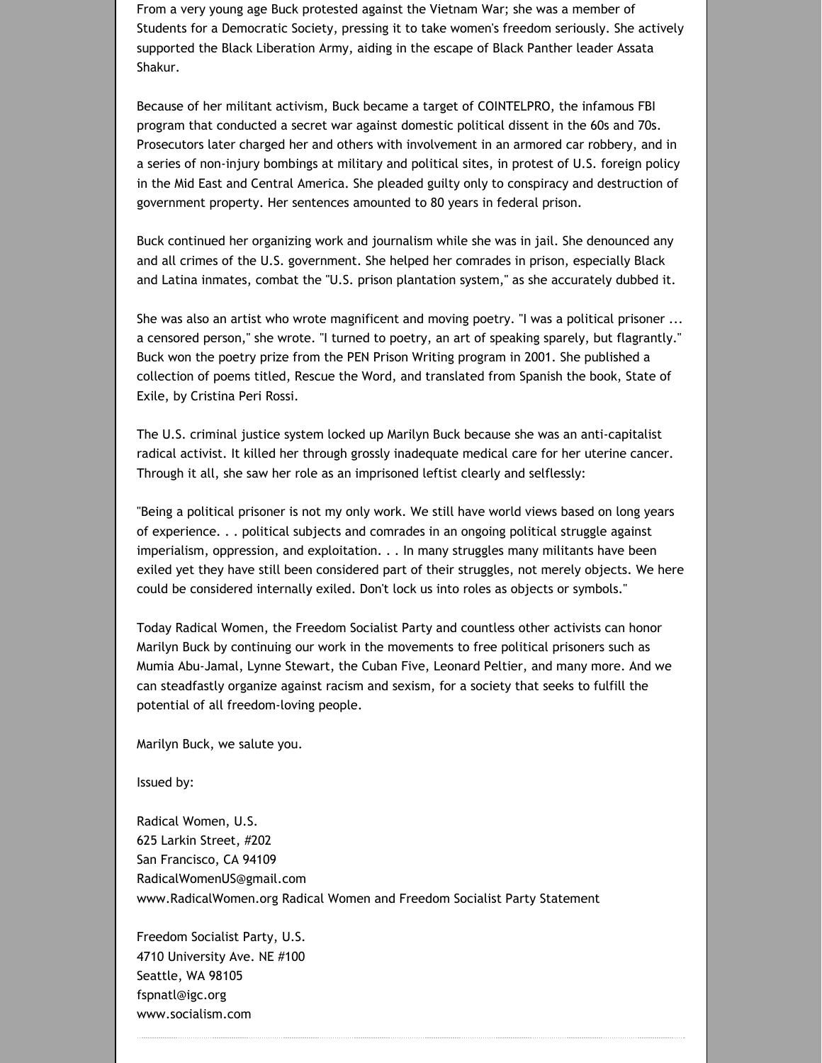From a very young age Buck protested against the Vietnam War; she was a member of Students for a Democratic Society, pressing it to take women's freedom seriously. She actively supported the Black Liberation Army, aiding in the escape of Black Panther leader Assata Shakur.

Because of her militant activism, Buck became a target of COINTELPRO, the infamous FBI program that conducted a secret war against domestic political dissent in the 60s and 70s. Prosecutors later charged her and others with involvement in an armored car robbery, and in a series of non-injury bombings at military and political sites, in protest of U.S. foreign policy in the Mid East and Central America. She pleaded guilty only to conspiracy and destruction of government property. Her sentences amounted to 80 years in federal prison.

Buck continued her organizing work and journalism while she was in jail. She denounced any and all crimes of the U.S. government. She helped her comrades in prison, especially Black and Latina inmates, combat the "U.S. prison plantation system," as she accurately dubbed it.

She was also an artist who wrote magnificent and moving poetry. "I was a political prisoner ... a censored person," she wrote. "I turned to poetry, an art of speaking sparely, but flagrantly." Buck won the poetry prize from the PEN Prison Writing program in 2001. She published a collection of poems titled, Rescue the Word, and translated from Spanish the book, State of Exile, by Cristina Peri Rossi.

The U.S. criminal justice system locked up Marilyn Buck because she was an anti-capitalist radical activist. It killed her through grossly inadequate medical care for her uterine cancer. Through it all, she saw her role as an imprisoned leftist clearly and selflessly:

"Being a political prisoner is not my only work. We still have world views based on long years of experience. . . political subjects and comrades in an ongoing political struggle against imperialism, oppression, and exploitation. . . In many struggles many militants have been exiled yet they have still been considered part of their struggles, not merely objects. We here could be considered internally exiled. Don't lock us into roles as objects or symbols."

Today Radical Women, the Freedom Socialist Party and countless other activists can honor Marilyn Buck by continuing our work in the movements to free political prisoners such as Mumia Abu-Jamal, Lynne Stewart, the Cuban Five, Leonard Peltier, and many more. And we can steadfastly organize against racism and sexism, for a society that seeks to fulfill the potential of all freedom-loving people.

Marilyn Buck, we salute you.

Issued by:

Radical Women, U.S.
625 Larkin Street, #202
San Francisco, CA 94109
RadicalWomenUS@gmail.com
www.RadicalWomen.org Radical Women and Freedom Socialist Party Statement

Freedom Socialist Party, U.S.
4710 University Ave. NE #100
Seattle, WA 98105
fspnatl@igc.org
www.socialism.com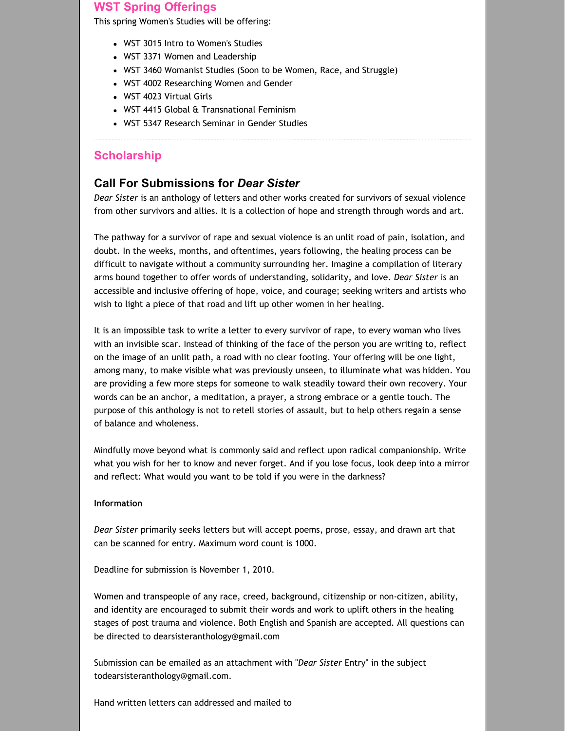## WST Spring Offerings

This spring Women's Studies will be offering:

- WST 3015 Intro to Women's Studies
- WST 3371 Women and Leadership
- WST 3460 Womanist Studies (Soon to be Women, Race, and Struggle)
- WST 4002 Researching Women and Gender
- WST 4023 Virtual Girls
- WST 4415 Global & Transnational Feminism
- WST 5347 Research Seminar in Gender Studies

---

## Scholarship

### Call For Submissions for *Dear Sister*

*Dear Sister* is an anthology of letters and other works created for survivors of sexual violence from other survivors and allies. It is a collection of hope and strength through words and art.

The pathway for a survivor of rape and sexual violence is an unlit road of pain, isolation, and doubt. In the weeks, months, and oftentimes, years following, the healing process can be difficult to navigate without a community surrounding her. Imagine a compilation of literary arms bound together to offer words of understanding, solidarity, and love. *Dear Sister* is an accessible and inclusive offering of hope, voice, and courage; seeking writers and artists who wish to light a piece of that road and lift up other women in her healing.

It is an impossible task to write a letter to every survivor of rape, to every woman who lives with an invisible scar. Instead of thinking of the face of the person you are writing to, reflect on the image of an unlit path, a road with no clear footing. Your offering will be one light, among many, to make visible what was previously unseen, to illuminate what was hidden. You are providing a few more steps for someone to walk steadily toward their own recovery. Your words can be an anchor, a meditation, a prayer, a strong embrace or a gentle touch. The purpose of this anthology is not to retell stories of assault, but to help others regain a sense of balance and wholeness.

Mindfully move beyond what is commonly said and reflect upon radical companionship. Write what you wish for her to know and never forget. And if you lose focus, look deep into a mirror and reflect: What would you want to be told if you were in the darkness?

**Information**

*Dear Sister* primarily seeks letters but will accept poems, prose, essay, and drawn art that can be scanned for entry. Maximum word count is 1000.

Deadline for submission is November 1, 2010.

Women and transpeople of any race, creed, background, citizenship or non-citizen, ability, and identity are encouraged to submit their words and work to uplift others in the healing stages of post trauma and violence. Both English and Spanish are accepted. All questions can be directed to dearsisteranthology@gmail.com

Submission can be emailed as an attachment with "*Dear Sister* Entry" in the subject todearsisteranthology@gmail.com.

Hand written letters can addressed and mailed to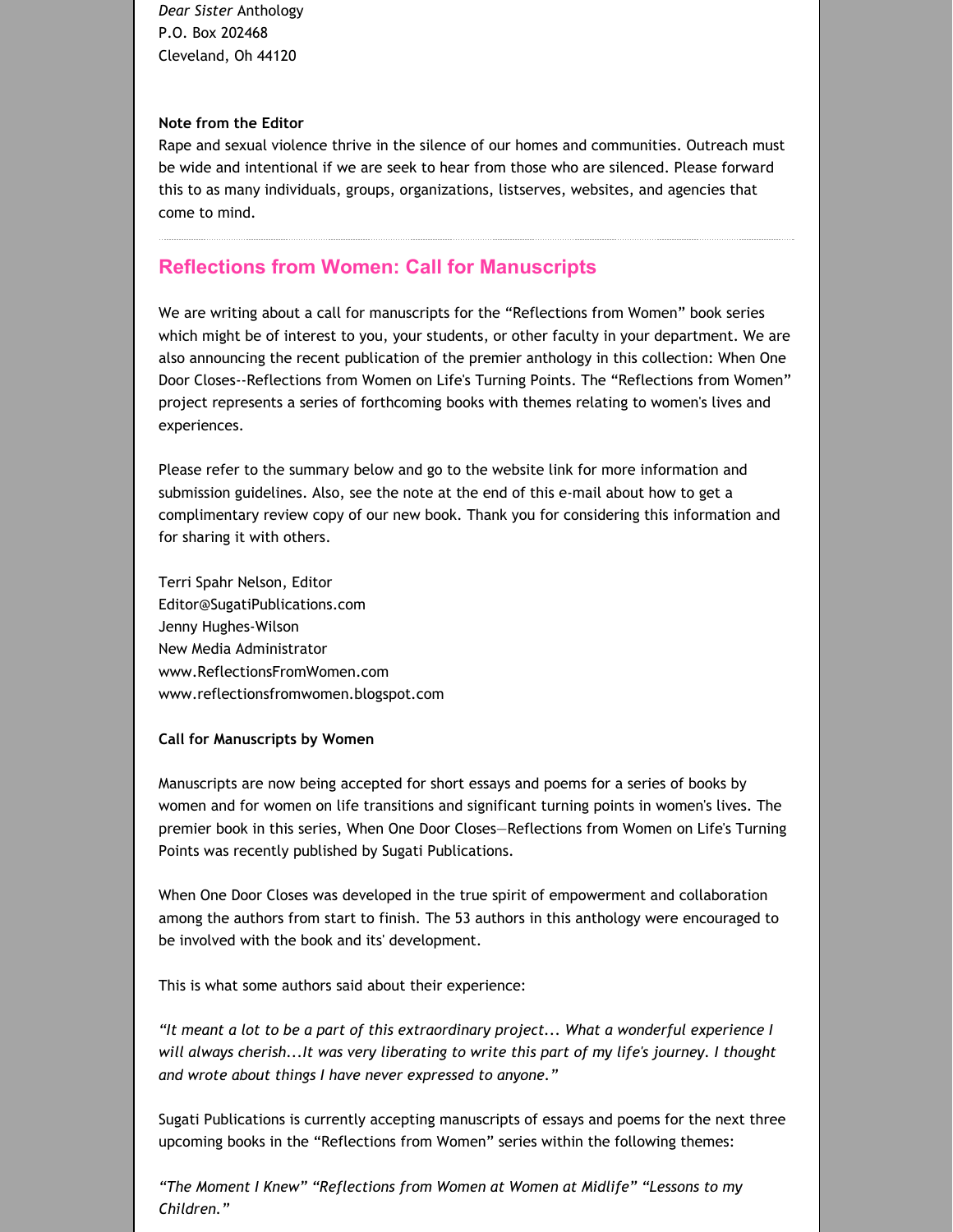*Dear Sister* Anthology
P.O. Box 202468
Cleveland, Oh 44120

**Note from the Editor**
Rape and sexual violence thrive in the silence of our homes and communities. Outreach must be wide and intentional if we are seek to hear from those who are silenced. Please forward this to as many individuals, groups, organizations, listserves, websites, and agencies that come to mind.

---

## Reflections from Women: Call for Manuscripts

We are writing about a call for manuscripts for the "Reflections from Women" book series which might be of interest to you, your students, or other faculty in your department. We are also announcing the recent publication of the premier anthology in this collection: When One Door Closes--Reflections from Women on Life's Turning Points. The "Reflections from Women" project represents a series of forthcoming books with themes relating to women's lives and experiences.

Please refer to the summary below and go to the website link for more information and submission guidelines. Also, see the note at the end of this e-mail about how to get a complimentary review copy of our new book. Thank you for considering this information and for sharing it with others.

Terri Spahr Nelson, Editor
Editor@SugatiPublications.com
Jenny Hughes-Wilson
New Media Administrator
www.ReflectionsFromWomen.com
www.reflectionsfromwomen.blogspot.com

**Call for Manuscripts by Women**

Manuscripts are now being accepted for short essays and poems for a series of books by women and for women on life transitions and significant turning points in women's lives. The premier book in this series, When One Door Closes—Reflections from Women on Life's Turning Points was recently published by Sugati Publications.

When One Door Closes was developed in the true spirit of empowerment and collaboration among the authors from start to finish. The 53 authors in this anthology were encouraged to be involved with the book and its' development.

This is what some authors said about their experience:

*"It meant a lot to be a part of this extraordinary project... What a wonderful experience I will always cherish...It was very liberating to write this part of my life's journey. I thought and wrote about things I have never expressed to anyone."*

Sugati Publications is currently accepting manuscripts of essays and poems for the next three upcoming books in the "Reflections from Women" series within the following themes:

*"The Moment I Knew" "Reflections from Women at Women at Midlife" "Lessons to my Children."*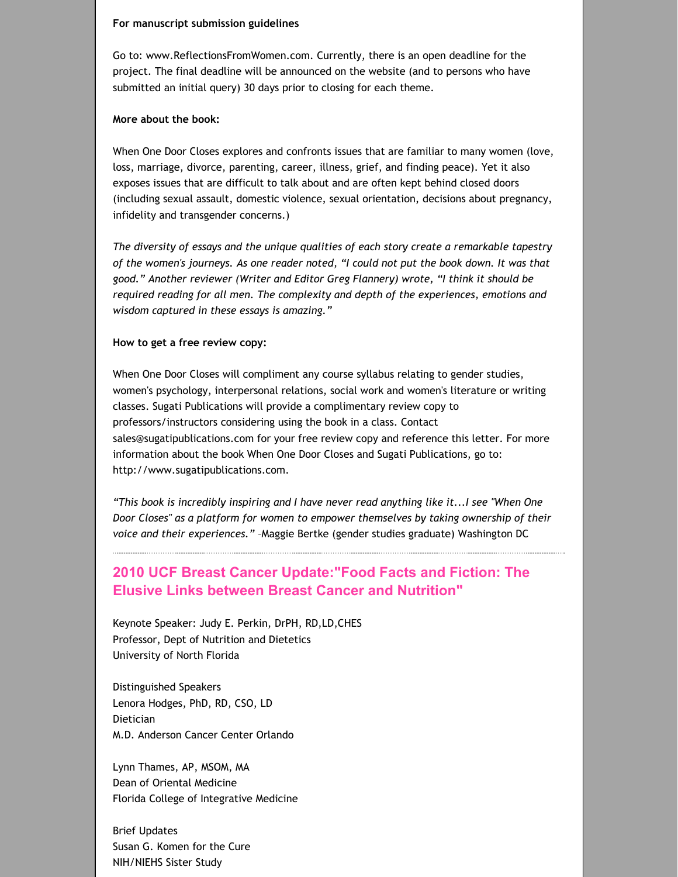**For manuscript submission guidelines**

Go to: www.ReflectionsFromWomen.com. Currently, there is an open deadline for the project. The final deadline will be announced on the website (and to persons who have submitted an initial query) 30 days prior to closing for each theme.

**More about the book:**

When One Door Closes explores and confronts issues that are familiar to many women (love, loss, marriage, divorce, parenting, career, illness, grief, and finding peace). Yet it also exposes issues that are difficult to talk about and are often kept behind closed doors (including sexual assault, domestic violence, sexual orientation, decisions about pregnancy, infidelity and transgender concerns.)

*The diversity of essays and the unique qualities of each story create a remarkable tapestry of the women's journeys. As one reader noted, "I could not put the book down. It was that good." Another reviewer (Writer and Editor Greg Flannery) wrote, "I think it should be required reading for all men. The complexity and depth of the experiences, emotions and wisdom captured in these essays is amazing."*

**How to get a free review copy:**

When One Door Closes will compliment any course syllabus relating to gender studies, women's psychology, interpersonal relations, social work and women's literature or writing classes. Sugati Publications will provide a complimentary review copy to professors/instructors considering using the book in a class. Contact sales@sugatipublications.com for your free review copy and reference this letter. For more information about the book When One Door Closes and Sugati Publications, go to: http://www.sugatipublications.com.

*"This book is incredibly inspiring and I have never read anything like it...I see "When One Door Closes" as a platform for women to empower themselves by taking ownership of their voice and their experiences."* –Maggie Bertke (gender studies graduate) Washington DC

---

## 2010 UCF Breast Cancer Update:"Food Facts and Fiction: The Elusive Links between Breast Cancer and Nutrition"

Keynote Speaker: Judy E. Perkin, DrPH, RD,LD,CHES
Professor, Dept of Nutrition and Dietetics
University of North Florida

Distinguished Speakers
Lenora Hodges, PhD, RD, CSO, LD
Dietician
M.D. Anderson Cancer Center Orlando

Lynn Thames, AP, MSOM, MA
Dean of Oriental Medicine
Florida College of Integrative Medicine

Brief Updates
Susan G. Komen for the Cure
NIH/NIEHS Sister Study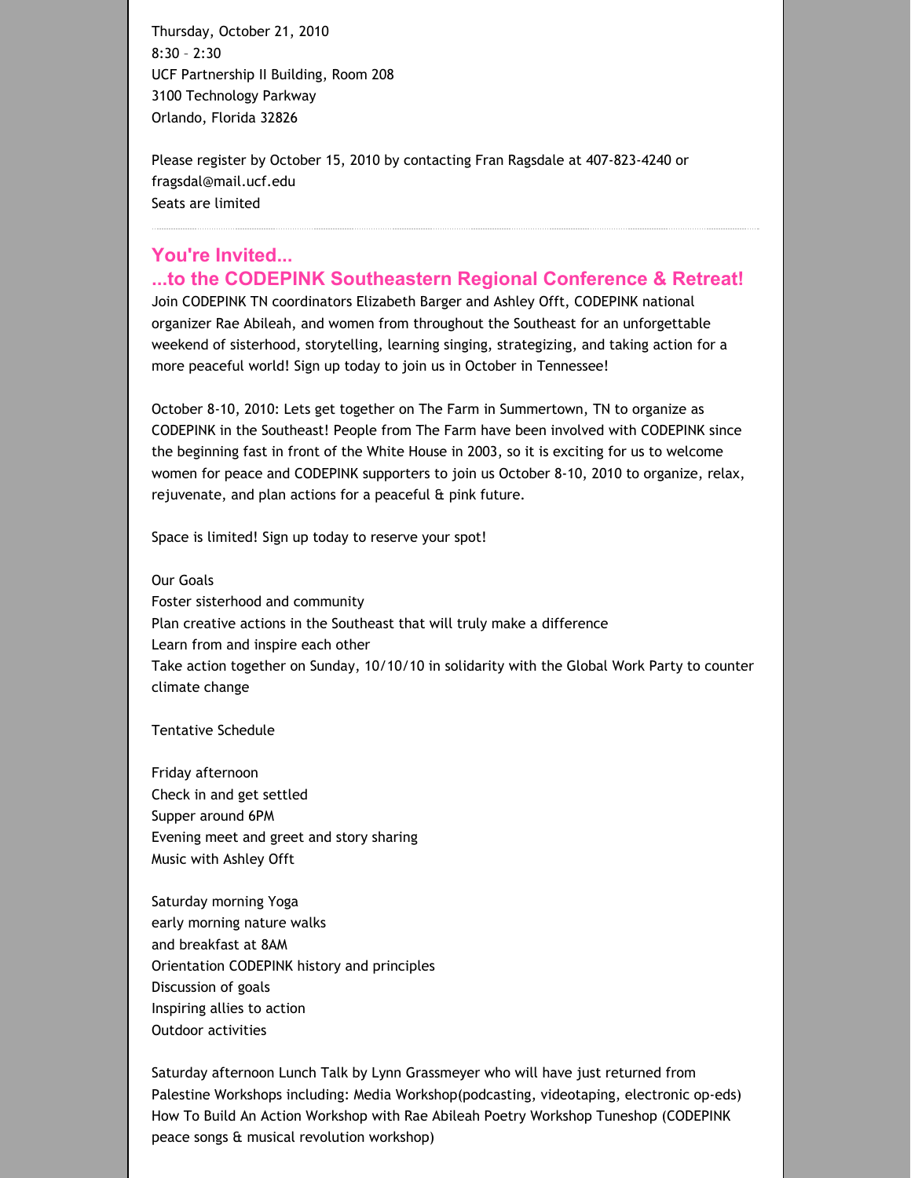Thursday, October 21, 2010
8:30 – 2:30
UCF Partnership II Building, Room 208
3100 Technology Parkway
Orlando, Florida 32826

Please register by October 15, 2010 by contacting Fran Ragsdale at 407-823-4240 or fragsdal@mail.ucf.edu
Seats are limited

---

## You're Invited...
## ...to the CODEPINK Southeastern Regional Conference & Retreat!

Join CODEPINK TN coordinators Elizabeth Barger and Ashley Offt, CODEPINK national organizer Rae Abileah, and women from throughout the Southeast for an unforgettable weekend of sisterhood, storytelling, learning singing, strategizing, and taking action for a more peaceful world! Sign up today to join us in October in Tennessee!

October 8-10, 2010: Lets get together on The Farm in Summertown, TN to organize as CODEPINK in the Southeast! People from The Farm have been involved with CODEPINK since the beginning fast in front of the White House in 2003, so it is exciting for us to welcome women for peace and CODEPINK supporters to join us October 8-10, 2010 to organize, relax, rejuvenate, and plan actions for a peaceful & pink future.

Space is limited! Sign up today to reserve your spot!

Our Goals
Foster sisterhood and community
Plan creative actions in the Southeast that will truly make a difference
Learn from and inspire each other
Take action together on Sunday, 10/10/10 in solidarity with the Global Work Party to counter climate change

Tentative Schedule

Friday afternoon
Check in and get settled
Supper around 6PM
Evening meet and greet and story sharing
Music with Ashley Offt

Saturday morning Yoga
early morning nature walks
and breakfast at 8AM
Orientation CODEPINK history and principles
Discussion of goals
Inspiring allies to action
Outdoor activities

Saturday afternoon Lunch Talk by Lynn Grassmeyer who will have just returned from Palestine Workshops including: Media Workshop(podcasting, videotaping, electronic op-eds) How To Build An Action Workshop with Rae Abileah Poetry Workshop Tuneshop (CODEPINK peace songs & musical revolution workshop)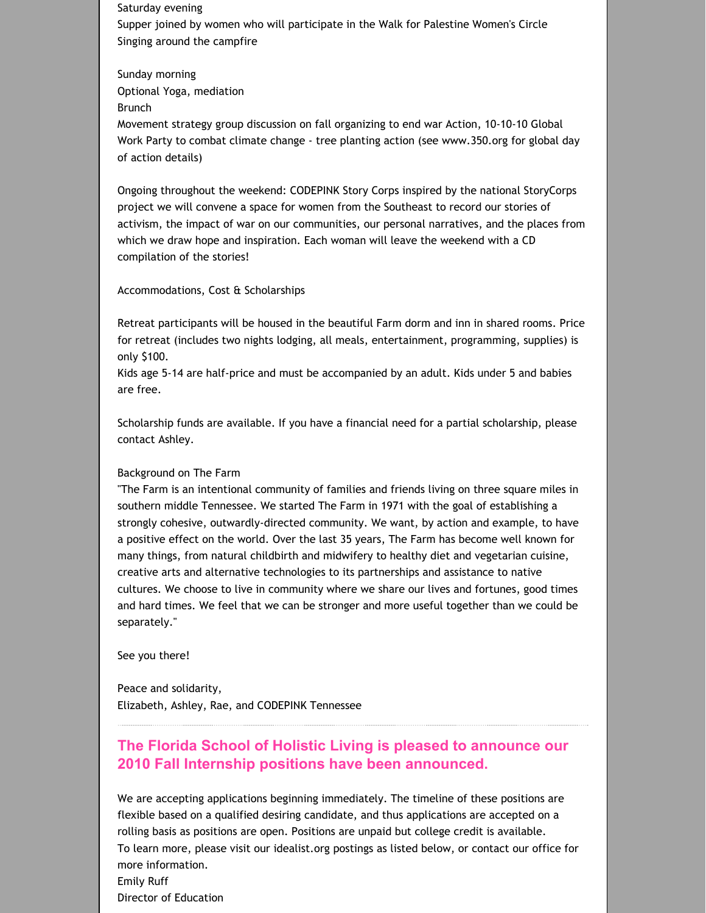Saturday evening
Supper joined by women who will participate in the Walk for Palestine Women's Circle
Singing around the campfire

Sunday morning
Optional Yoga, mediation
Brunch
Movement strategy group discussion on fall organizing to end war Action, 10-10-10 Global Work Party to combat climate change - tree planting action (see www.350.org for global day of action details)

Ongoing throughout the weekend: CODEPINK Story Corps inspired by the national StoryCorps project we will convene a space for women from the Southeast to record our stories of activism, the impact of war on our communities, our personal narratives, and the places from which we draw hope and inspiration. Each woman will leave the weekend with a CD compilation of the stories!

Accommodations, Cost & Scholarships

Retreat participants will be housed in the beautiful Farm dorm and inn in shared rooms. Price for retreat (includes two nights lodging, all meals, entertainment, programming, supplies) is only $100.
Kids age 5-14 are half-price and must be accompanied by an adult. Kids under 5 and babies are free.

Scholarship funds are available. If you have a financial need for a partial scholarship, please contact Ashley.

Background on The Farm
"The Farm is an intentional community of families and friends living on three square miles in southern middle Tennessee. We started The Farm in 1971 with the goal of establishing a strongly cohesive, outwardly-directed community. We want, by action and example, to have a positive effect on the world. Over the last 35 years, The Farm has become well known for many things, from natural childbirth and midwifery to healthy diet and vegetarian cuisine, creative arts and alternative technologies to its partnerships and assistance to native cultures. We choose to live in community where we share our lives and fortunes, good times and hard times. We feel that we can be stronger and more useful together than we could be separately."

See you there!

Peace and solidarity,
Elizabeth, Ashley, Rae, and CODEPINK Tennessee

---

## The Florida School of Holistic Living is pleased to announce our 2010 Fall Internship positions have been announced.

We are accepting applications beginning immediately. The timeline of these positions are flexible based on a qualified desiring candidate, and thus applications are accepted on a rolling basis as positions are open. Positions are unpaid but college credit is available.
To learn more, please visit our idealist.org postings as listed below, or contact our office for more information.
Emily Ruff
Director of Education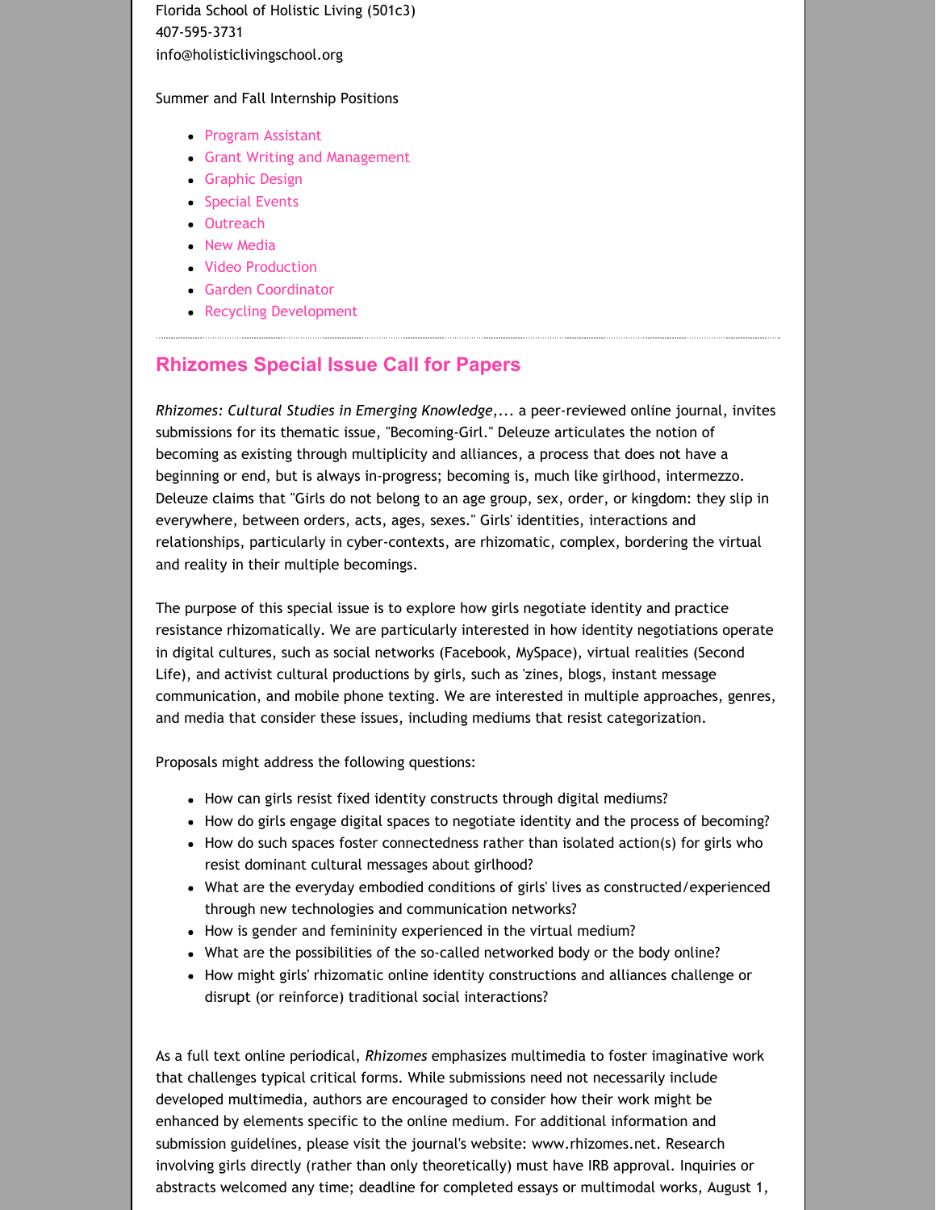Florida School of Holistic Living (501c3)
407-595-3731
info@holisticlivingschool.org

Summer and Fall Internship Positions

- Program Assistant
- Grant Writing and Management
- Graphic Design
- Special Events
- Outreach
- New Media
- Video Production
- Garden Coordinator
- Recycling Development

## Rhizomes Special Issue Call for Papers

*Rhizomes: Cultural Studies in Emerging Knowledge*,... a peer-reviewed online journal, invites submissions for its thematic issue, "Becoming-Girl." Deleuze articulates the notion of becoming as existing through multiplicity and alliances, a process that does not have a beginning or end, but is always in-progress; becoming is, much like girlhood, intermezzo. Deleuze claims that "Girls do not belong to an age group, sex, order, or kingdom: they slip in everywhere, between orders, acts, ages, sexes." Girls' identities, interactions and relationships, particularly in cyber-contexts, are rhizomatic, complex, bordering the virtual and reality in their multiple becomings.

The purpose of this special issue is to explore how girls negotiate identity and practice resistance rhizomatically. We are particularly interested in how identity negotiations operate in digital cultures, such as social networks (Facebook, MySpace), virtual realities (Second Life), and activist cultural productions by girls, such as 'zines, blogs, instant message communication, and mobile phone texting. We are interested in multiple approaches, genres, and media that consider these issues, including mediums that resist categorization.

Proposals might address the following questions:

- How can girls resist fixed identity constructs through digital mediums?
- How do girls engage digital spaces to negotiate identity and the process of becoming?
- How do such spaces foster connectedness rather than isolated action(s) for girls who resist dominant cultural messages about girlhood?
- What are the everyday embodied conditions of girls' lives as constructed/experienced through new technologies and communication networks?
- How is gender and femininity experienced in the virtual medium?
- What are the possibilities of the so-called networked body or the body online?
- How might girls' rhizomatic online identity constructions and alliances challenge or disrupt (or reinforce) traditional social interactions?

As a full text online periodical, *Rhizomes* emphasizes multimedia to foster imaginative work that challenges typical critical forms. While submissions need not necessarily include developed multimedia, authors are encouraged to consider how their work might be enhanced by elements specific to the online medium. For additional information and submission guidelines, please visit the journal's website: www.rhizomes.net. Research involving girls directly (rather than only theoretically) must have IRB approval. Inquiries or abstracts welcomed any time; deadline for completed essays or multimodal works, August 1,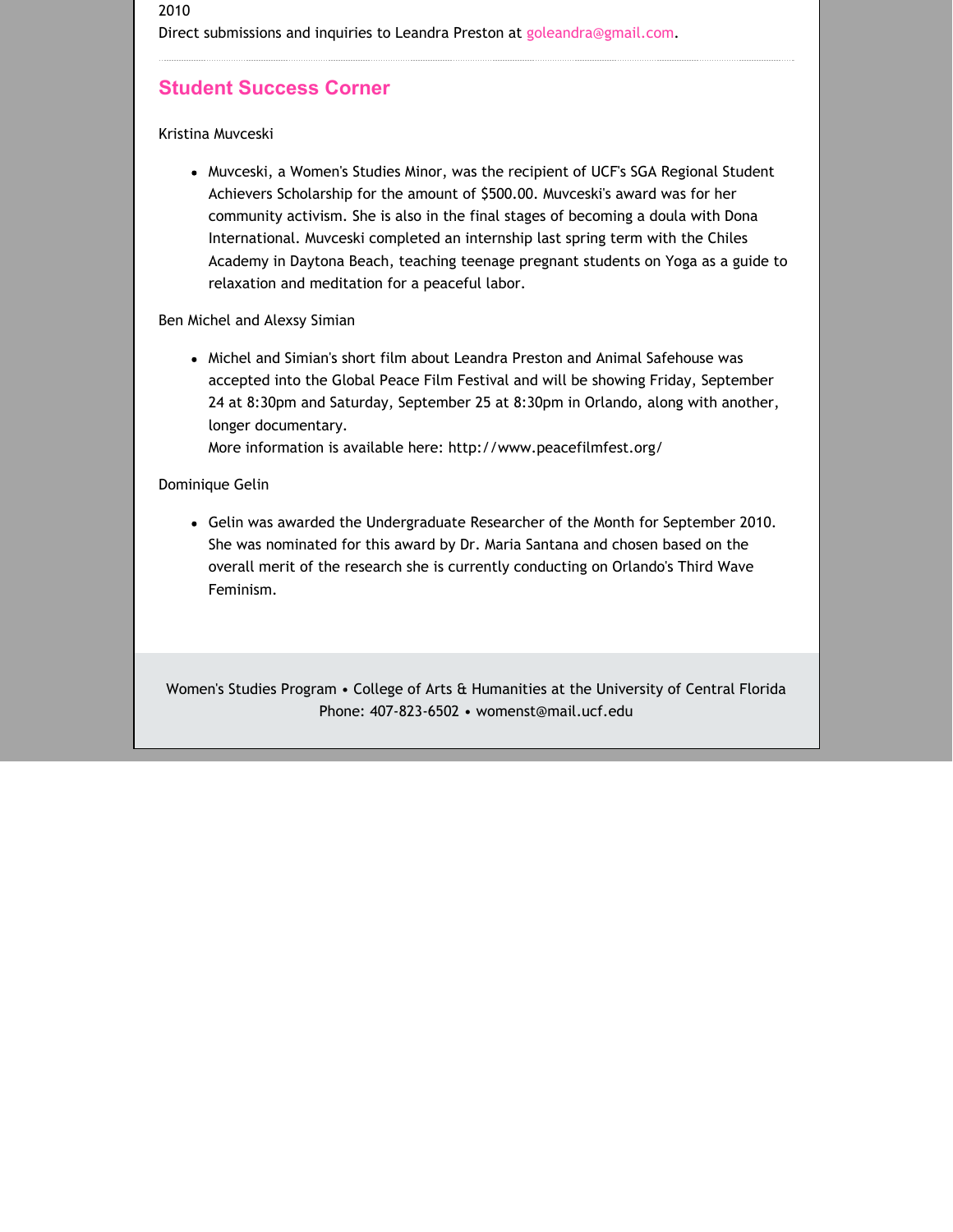2010
Direct submissions and inquiries to Leandra Preston at goleandra@gmail.com.

---

## Student Success Corner

Kristina Muvceski

- Muvceski, a Women's Studies Minor, was the recipient of UCF's SGA Regional Student Achievers Scholarship for the amount of $500.00. Muvceski's award was for her community activism. She is also in the final stages of becoming a doula with Dona International. Muvceski completed an internship last spring term with the Chiles Academy in Daytona Beach, teaching teenage pregnant students on Yoga as a guide to relaxation and meditation for a peaceful labor.

Ben Michel and Alexsy Simian

- Michel and Simian's short film about Leandra Preston and Animal Safehouse was accepted into the Global Peace Film Festival and will be showing Friday, September 24 at 8:30pm and Saturday, September 25 at 8:30pm in Orlando, along with another, longer documentary.
  More information is available here: http://www.peacefilmfest.org/

Dominique Gelin

- Gelin was awarded the Undergraduate Researcher of the Month for September 2010. She was nominated for this award by Dr. Maria Santana and chosen based on the overall merit of the research she is currently conducting on Orlando's Third Wave Feminism.

Women's Studies Program • College of Arts & Humanities at the University of Central Florida
Phone: 407-823-6502 • womenst@mail.ucf.edu